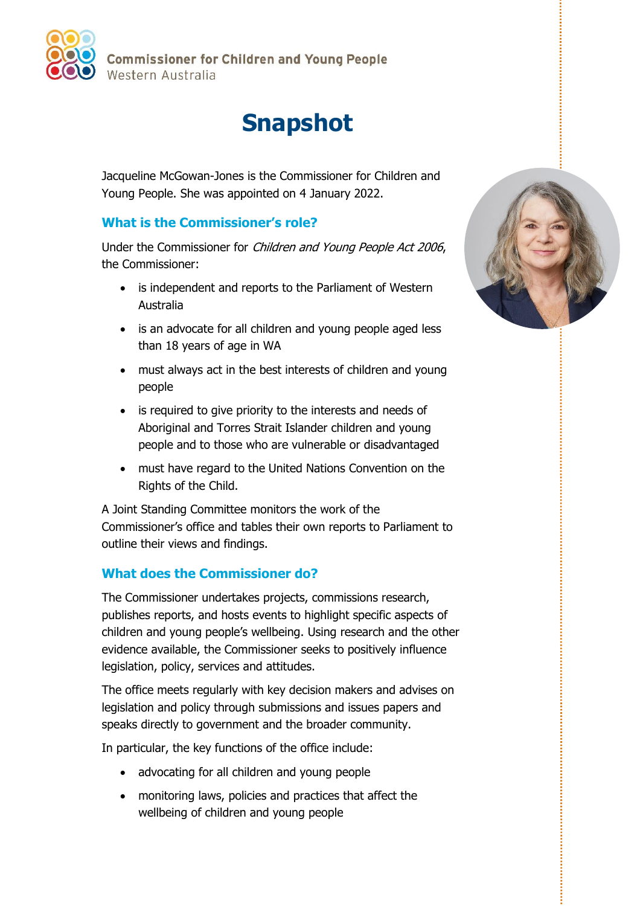Commissioner for Children and Young People
Western Australia

# Snapshot

Jacqueline McGowan-Jones is the Commissioner for Children and Young People. She was appointed on 4 January 2022.

## What is the Commissioner's role?

Under the Commissioner for *Children and Young People Act 2006*, the Commissioner:

- is independent and reports to the Parliament of Western Australia
- is an advocate for all children and young people aged less than 18 years of age in WA
- must always act in the best interests of children and young people
- is required to give priority to the interests and needs of Aboriginal and Torres Strait Islander children and young people and to those who are vulnerable or disadvantaged
- must have regard to the United Nations Convention on the Rights of the Child.

A Joint Standing Committee monitors the work of the Commissioner's office and tables their own reports to Parliament to outline their views and findings.

## What does the Commissioner do?

The Commissioner undertakes projects, commissions research, publishes reports, and hosts events to highlight specific aspects of children and young people's wellbeing. Using research and the other evidence available, the Commissioner seeks to positively influence legislation, policy, services and attitudes.

The office meets regularly with key decision makers and advises on legislation and policy through submissions and issues papers and speaks directly to government and the broader community.

In particular, the key functions of the office include:

- advocating for all children and young people
- monitoring laws, policies and practices that affect the wellbeing of children and young people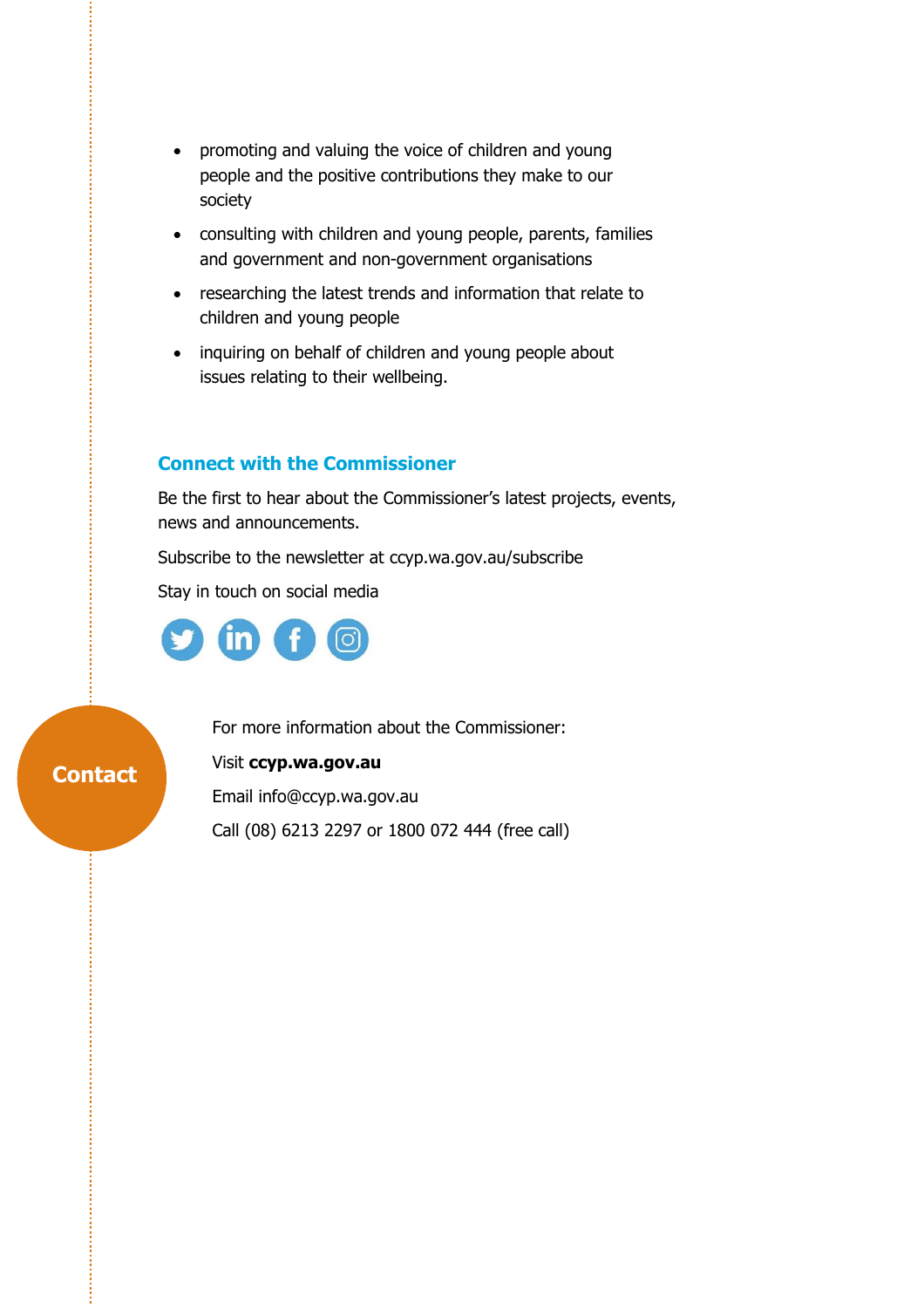- promoting and valuing the voice of children and young people and the positive contributions they make to our society
- consulting with children and young people, parents, families and government and non-government organisations
- researching the latest trends and information that relate to children and young people
- inquiring on behalf of children and young people about issues relating to their wellbeing.

## Connect with the Commissioner

Be the first to hear about the Commissioner's latest projects, events, news and announcements.

Subscribe to the newsletter at ccyp.wa.gov.au/subscribe

Stay in touch on social media

## Contact

For more information about the Commissioner:

Visit **ccyp.wa.gov.au**

Email info@ccyp.wa.gov.au

Call (08) 6213 2297 or 1800 072 444 (free call)